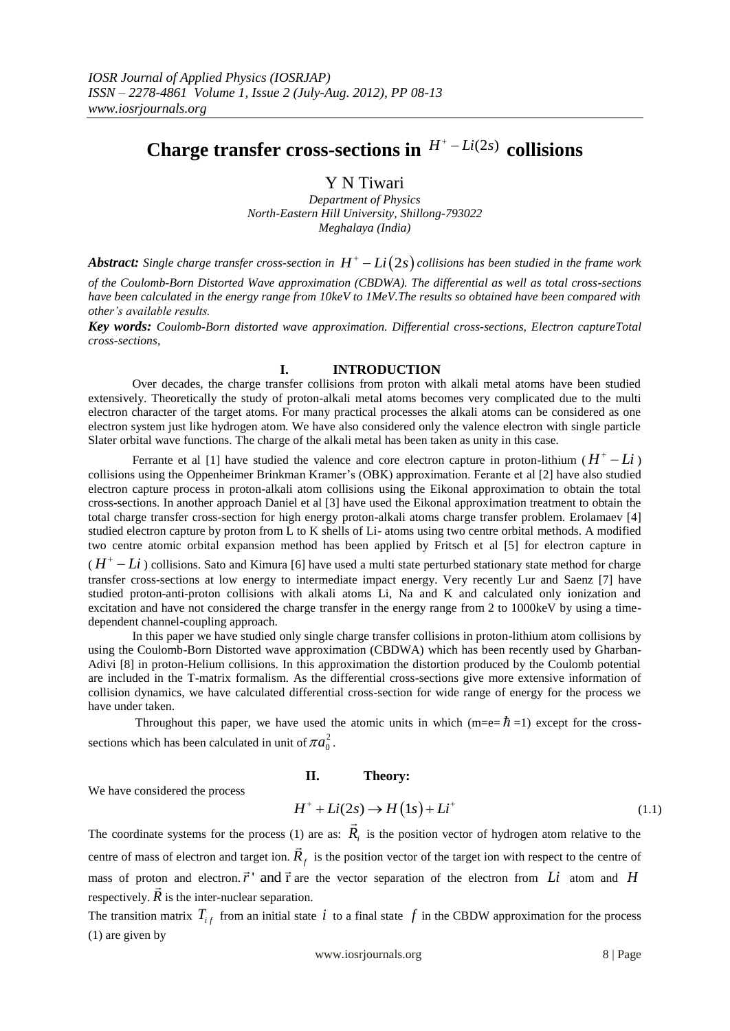# Charge transfer cross-sections in $H^+ - Li(2s)$ collisions

Y N Tiwari

*Department of Physics*
*North-Eastern Hill University, Shillong-793022*
*Meghalaya (India)*

***Abstract:*** *Single charge transfer cross-section in $H^+ - Li(2s)$ collisions has been studied in the frame work of the Coulomb-Born Distorted Wave approximation (CBDWA). The differential as well as total cross-sections have been calculated in the energy range from 10keV to 1MeV.The results so obtained have been compared with other's available results.*

***Key words:*** *Coulomb-Born distorted wave approximation. Differential cross-sections, Electron captureTotal cross-sections,*

## I. INTRODUCTION

Over decades, the charge transfer collisions from proton with alkali metal atoms have been studied extensively. Theoretically the study of proton-alkali metal atoms becomes very complicated due to the multi electron character of the target atoms. For many practical processes the alkali atoms can be considered as one electron system just like hydrogen atom. We have also considered only the valence electron with single particle Slater orbital wave functions. The charge of the alkali metal has been taken as unity in this case.

Ferrante et al [1] have studied the valence and core electron capture in proton-lithium ( $H^+ - Li$ ) collisions using the Oppenheimer Brinkman Kramer's (OBK) approximation. Ferante et al [2] have also studied electron capture process in proton-alkali atom collisions using the Eikonal approximation to obtain the total cross-sections. In another approach Daniel et al [3] have used the Eikonal approximation treatment to obtain the total charge transfer cross-section for high energy proton-alkali atoms charge transfer problem. Erolamaev [4] studied electron capture by proton from L to K shells of Li- atoms using two centre orbital methods. A modified two centre atomic orbital expansion method has been applied by Fritsch et al [5] for electron capture in ( $H^+ - Li$ ) collisions. Sato and Kimura [6] have used a multi state perturbed stationary state method for charge transfer cross-sections at low energy to intermediate impact energy. Very recently Lur and Saenz [7] have studied proton-anti-proton collisions with alkali atoms Li, Na and K and calculated only ionization and excitation and have not considered the charge transfer in the energy range from 2 to 1000keV by using a time-dependent channel-coupling approach.

In this paper we have studied only single charge transfer collisions in proton-lithium atom collisions by using the Coulomb-Born Distorted wave approximation (CBDWA) which has been recently used by Gharban-Adivi [8] in proton-Helium collisions. In this approximation the distortion produced by the Coulomb potential are included in the T-matrix formalism. As the differential cross-sections give more extensive information of collision dynamics, we have calculated differential cross-section for wide range of energy for the process we have under taken.

Throughout this paper, we have used the atomic units in which ($m=e=\hbar=1$) except for the cross-sections which has been calculated in unit of $\pi a_0^2$.

## II. Theory:

We have considered the process

$$H^+ + Li(2s) \rightarrow H(1s) + Li^+ \tag{1.1}$$

The coordinate systems for the process (1) are as: $\vec{R}_i$ is the position vector of hydrogen atom relative to the centre of mass of electron and target ion. $\vec{R}_f$ is the position vector of the target ion with respect to the centre of mass of proton and electron. $\vec{r}\,'$ and $\vec{r}$ are the vector separation of the electron from $Li$ atom and $H$ respectively. $\vec{R}$ is the inter-nuclear separation.

The transition matrix $T_{if}$ from an initial state $i$ to a final state $f$ in the CBDW approximation for the process (1) are given by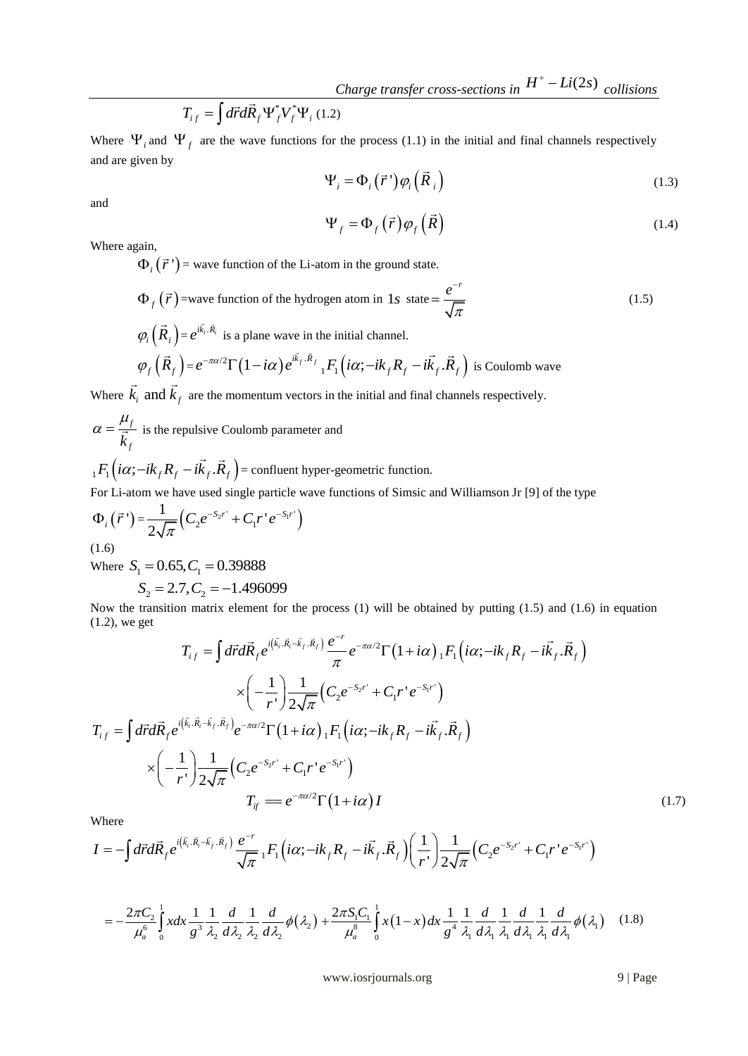$$T_{if} = \int d\vec{r} d\vec{R}_f \Psi_f^* V_f^* \Psi_i \quad (1.2)$$

Where $\Psi_i$ and $\Psi_f$ are the wave functions for the process (1.1) in the initial and final channels respectively and are given by

$$\Psi_i = \Phi_i\left(\vec{r}\,'\right)\varphi_i\left(\vec{R}_i\right) \tag{1.3}$$

and

$$\Psi_f = \Phi_f\left(\vec{r}\right)\varphi_f\left(\vec{R}\right) \tag{1.4}$$

Where again,

$\Phi_i\left(\vec{r}\,'\right)$ = wave function of the Li-atom in the ground state.

$\Phi_f\left(\vec{r}\right)$ = wave function of the hydrogen atom in $1s$ state $= \dfrac{e^{-r}}{\sqrt{\pi}}$ (1.5)

$\varphi_i\left(\vec{R}_i\right) = e^{i\vec{k}_i.\vec{R}_i}$ is a plane wave in the initial channel.

$\varphi_f\left(\vec{R}_f\right) = e^{-\pi\alpha/2}\Gamma\left(1-i\alpha\right)e^{i\vec{k}_f.\vec{R}_f}\,{}_1F_1\left(i\alpha;-ik_fR_f-i\vec{k}_f.\vec{R}_f\right)$ is Coulomb wave

Where $\vec{k}_i$ and $\vec{k}_f$ are the momentum vectors in the initial and final channels respectively.

$\alpha = \dfrac{\mu_f}{\vec{k}_f}$ is the repulsive Coulomb parameter and

${}_1F_1\left(i\alpha;-ik_fR_f-i\vec{k}_f.\vec{R}_f\right)$ = confluent hyper-geometric function.

For Li-atom we have used single particle wave functions of Simsic and Williamson Jr [9] of the type

$$\Phi_i\left(\vec{r}\,'\right) = \frac{1}{2\sqrt{\pi}}\left(C_2e^{-S_2r'} + C_1r'e^{-S_1r'}\right) \tag{1.6}$$

Where $S_1 = 0.65, C_1 = 0.39888$

$S_2 = 2.7, C_2 = -1.496099$

Now the transition matrix element for the process (1) will be obtained by putting (1.5) and (1.6) in equation (1.2), we get

$$T_{if} = \int d\vec{r}d\vec{R}_f e^{i\left(\vec{k}_i.\vec{R}_i-\vec{k}_f.\vec{R}_f\right)}\frac{e^{-r}}{\pi}e^{-\pi\alpha/2}\Gamma\left(1+i\alpha\right){}_1F_1\left(i\alpha;-ik_fR_f-i\vec{k}_f.\vec{R}_f\right) \times\left(-\frac{1}{r'}\right)\frac{1}{2\sqrt{\pi}}\left(C_2e^{-S_2r'}+C_1r'e^{-S_1r'}\right)$$

$$T_{if} = \int d\vec{r}d\vec{R}_f e^{i\left(\vec{k}_i.\vec{R}_i-\vec{k}_f.\vec{R}_f\right)}e^{-\pi\alpha/2}\Gamma\left(1+i\alpha\right){}_1F_1\left(i\alpha;-ik_fR_f-i\vec{k}_f.\vec{R}_f\right) \times\left(-\frac{1}{r'}\right)\frac{1}{2\sqrt{\pi}}\left(C_2e^{-S_2r'}+C_1r'e^{-S_1r'}\right)$$

$$T_{if} == e^{-\pi\alpha/2}\Gamma\left(1+i\alpha\right)I \tag{1.7}$$

Where

$$I = -\int d\vec{r}d\vec{R}_f e^{i\left(\vec{k}_i.\vec{R}_i-\vec{k}_f.\vec{R}_f\right)}\frac{e^{-r}}{\sqrt{\pi}}\,{}_1F_1\left(i\alpha;-ik_fR_f-i\vec{k}_f.\vec{R}_f\right)\left(\frac{1}{r'}\right)\frac{1}{2\sqrt{\pi}}\left(C_2e^{-S_2r'}+C_1r'e^{-S_1r'}\right)$$

$$= -\frac{2\pi C_2}{\mu_a^6}\int_0^1 xdx\frac{1}{g^3}\frac{1}{\lambda_2}\frac{d}{d\lambda_2}\frac{1}{\lambda_2}\frac{d}{d\lambda_2}\phi\left(\lambda_2\right) + \frac{2\pi S_1C_1}{\mu_a^8}\int_0^1 x\left(1-x\right)dx\frac{1}{g^4}\frac{1}{\lambda_1}\frac{d}{d\lambda_1}\frac{1}{\lambda_1}\frac{d}{d\lambda_1}\frac{1}{\lambda_1}\frac{d}{d\lambda_1}\phi\left(\lambda_1\right) \tag{1.8}$$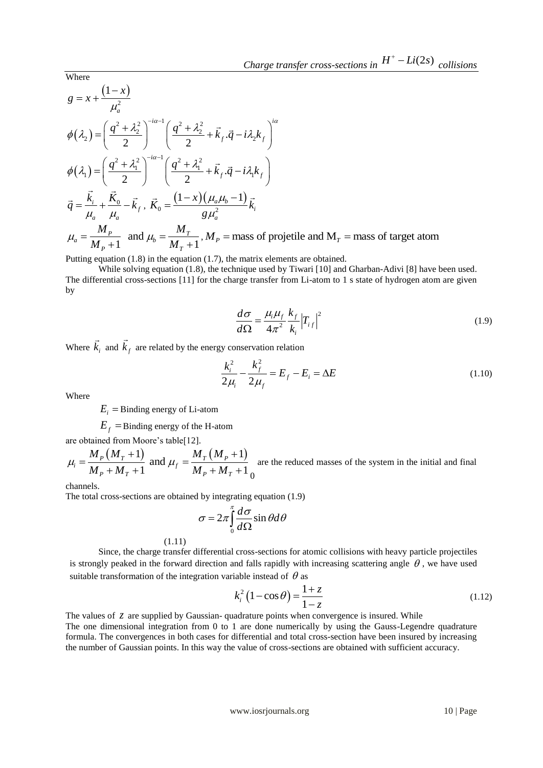Where

$$g = x + \frac{(1-x)}{\mu_a^2}$$

$$\phi(\lambda_2) = \left(\frac{q^2+\lambda_2^2}{2}\right)^{-i\alpha-1}\left(\frac{q^2+\lambda_2^2}{2} + \vec{k}_f.\vec{q} - i\lambda_2 k_f\right)^{i\alpha}$$

$$\phi(\lambda_1) = \left(\frac{q^2+\lambda_1^2}{2}\right)^{-i\alpha-1}\left(\frac{q^2+\lambda_1^2}{2} + \vec{k}_f.\vec{q} - i\lambda_1 k_f\right)$$

$$\vec{q} = \frac{\vec{k}_i}{\mu_a} + \frac{\vec{K}_0}{\mu_a} - \vec{k}_f \,,\; \vec{K}_0 = \frac{(1-x)(\mu_a\mu_b - 1)}{g\mu_a^2}\vec{k}_i$$

$$\mu_a = \frac{M_P}{M_P+1} \text{ and } \mu_b = \frac{M_T}{M_T+1}, M_P = \text{mass of projetile and } M_T = \text{mass of target atom}$$

Putting equation (1.8) in the equation (1.7), the matrix elements are obtained.

While solving equation (1.8), the technique used by Tiwari [10] and Gharban-Adivi [8] have been used. The differential cross-sections [11] for the charge transfer from Li-atom to 1 s state of hydrogen atom are given by

$$\frac{d\sigma}{d\Omega} = \frac{\mu_i\mu_f}{4\pi^2}\frac{k_f}{k_i}\left|T_{if}\right|^2 \tag{1.9}$$

Where $\vec{k}_i$ and $\vec{k}_f$ are related by the energy conservation relation

$$\frac{k_i^2}{2\mu_i} - \frac{k_f^2}{2\mu_f} = E_f - E_i = \Delta E \tag{1.10}$$

Where

$E_i =$ Binding energy of Li-atom

$E_f =$ Binding energy of the H-atom

are obtained from Moore's table[12].

$\mu_i = \frac{M_P(M_T+1)}{M_P+M_T+1}$ and $\mu_f = \frac{M_T(M_P+1)}{M_P+M_T+1}$ are the reduced masses of the system in the initial and final channels.

The total cross-sections are obtained by integrating equation (1.9)

$$\sigma = 2\pi\int_0^\pi \frac{d\sigma}{d\Omega}\sin\theta d\theta \tag{1.11}$$

Since, the charge transfer differential cross-sections for atomic collisions with heavy particle projectiles is strongly peaked in the forward direction and falls rapidly with increasing scattering angle $\theta$, we have used suitable transformation of the integration variable instead of $\theta$ as

$$k_i^2(1-\cos\theta) = \frac{1+z}{1-z} \tag{1.12}$$

The values of $z$ are supplied by Gaussian- quadrature points when convergence is insured. While The one dimensional integration from 0 to 1 are done numerically by using the Gauss-Legendre quadrature formula. The convergences in both cases for differential and total cross-section have been insured by increasing the number of Gaussian points. In this way the value of cross-sections are obtained with sufficient accuracy.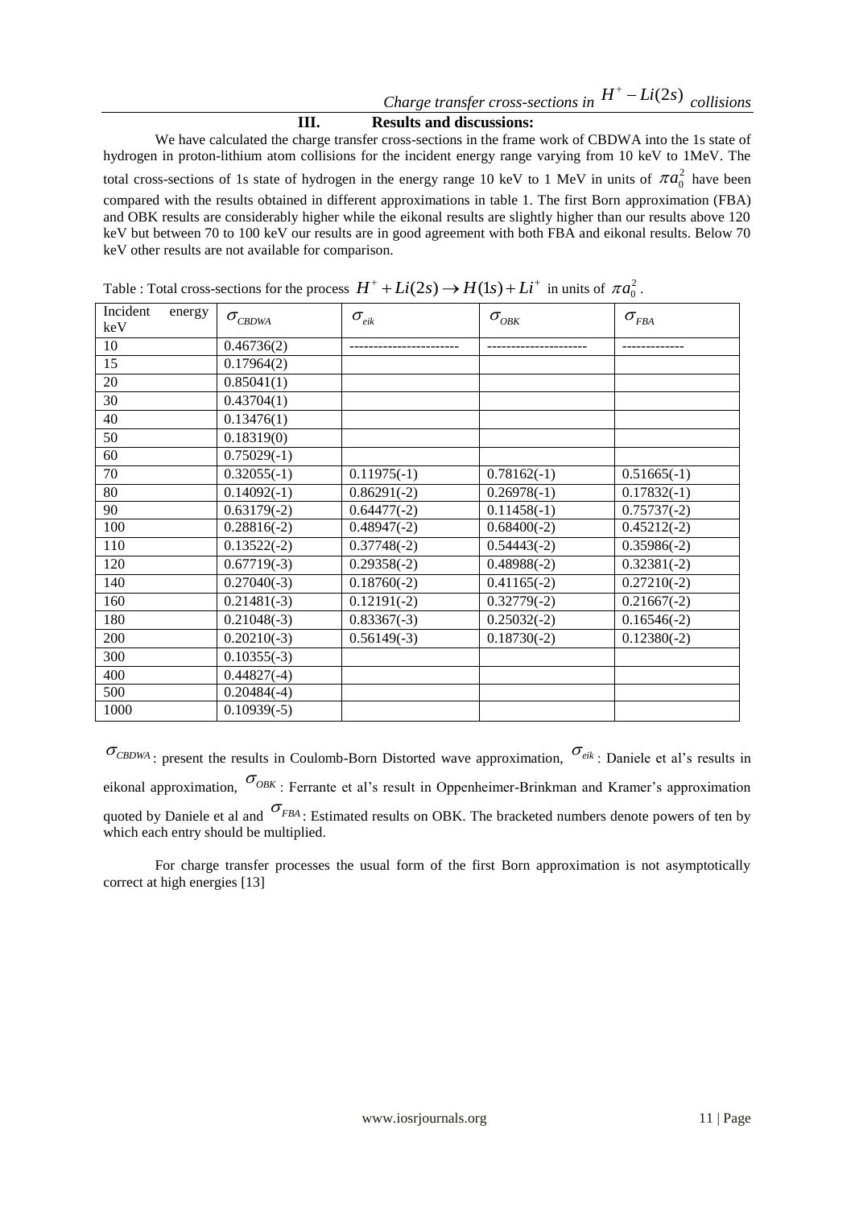## III. Results and discussions:

We have calculated the charge transfer cross-sections in the frame work of CBDWA into the 1s state of hydrogen in proton-lithium atom collisions for the incident energy range varying from 10 keV to 1MeV. The total cross-sections of 1s state of hydrogen in the energy range 10 keV to 1 MeV in units of $\pi a_0^2$ have been compared with the results obtained in different approximations in table 1. The first Born approximation (FBA) and OBK results are considerably higher while the eikonal results are slightly higher than our results above 120 keV but between 70 to 100 keV our results are in good agreement with both FBA and eikonal results. Below 70 keV other results are not available for comparison.

Table : Total cross-sections for the process $H^+ + Li(2s) \rightarrow H(1s) + Li^+$ in units of $\pi a_0^2$ .

| Incident energy keV | $\sigma_{CBDWA}$ | $\sigma_{eik}$ | $\sigma_{OBK}$ | $\sigma_{FBA}$ |
|---|---|---|---|---|
| 10 | 0.46736(2) | ----------------------- | --------------------- | ------------- |
| 15 | 0.17964(2) | | | |
| 20 | 0.85041(1) | | | |
| 30 | 0.43704(1) | | | |
| 40 | 0.13476(1) | | | |
| 50 | 0.18319(0) | | | |
| 60 | 0.75029(-1) | | | |
| 70 | 0.32055(-1) | 0.11975(-1) | 0.78162(-1) | 0.51665(-1) |
| 80 | 0.14092(-1) | 0.86291(-2) | 0.26978(-1) | 0.17832(-1) |
| 90 | 0.63179(-2) | 0.64477(-2) | 0.11458(-1) | 0.75737(-2) |
| 100 | 0.28816(-2) | 0.48947(-2) | 0.68400(-2) | 0.45212(-2) |
| 110 | 0.13522(-2) | 0.37748(-2) | 0.54443(-2) | 0.35986(-2) |
| 120 | 0.67719(-3) | 0.29358(-2) | 0.48988(-2) | 0.32381(-2) |
| 140 | 0.27040(-3) | 0.18760(-2) | 0.41165(-2) | 0.27210(-2) |
| 160 | 0.21481(-3) | 0.12191(-2) | 0.32779(-2) | 0.21667(-2) |
| 180 | 0.21048(-3) | 0.83367(-3) | 0.25032(-2) | 0.16546(-2) |
| 200 | 0.20210(-3) | 0.56149(-3) | 0.18730(-2) | 0.12380(-2) |
| 300 | 0.10355(-3) | | | |
| 400 | 0.44827(-4) | | | |
| 500 | 0.20484(-4) | | | |
| 1000 | 0.10939(-5) | | | |

$\sigma_{CBDWA}$: present the results in Coulomb-Born Distorted wave approximation, $\sigma_{eik}$: Daniele et al's results in eikonal approximation, $\sigma_{OBK}$: Ferrante et al's result in Oppenheimer-Brinkman and Kramer's approximation quoted by Daniele et al and $\sigma_{FBA}$: Estimated results on OBK. The bracketed numbers denote powers of ten by which each entry should be multiplied.

For charge transfer processes the usual form of the first Born approximation is not asymptotically correct at high energies [13]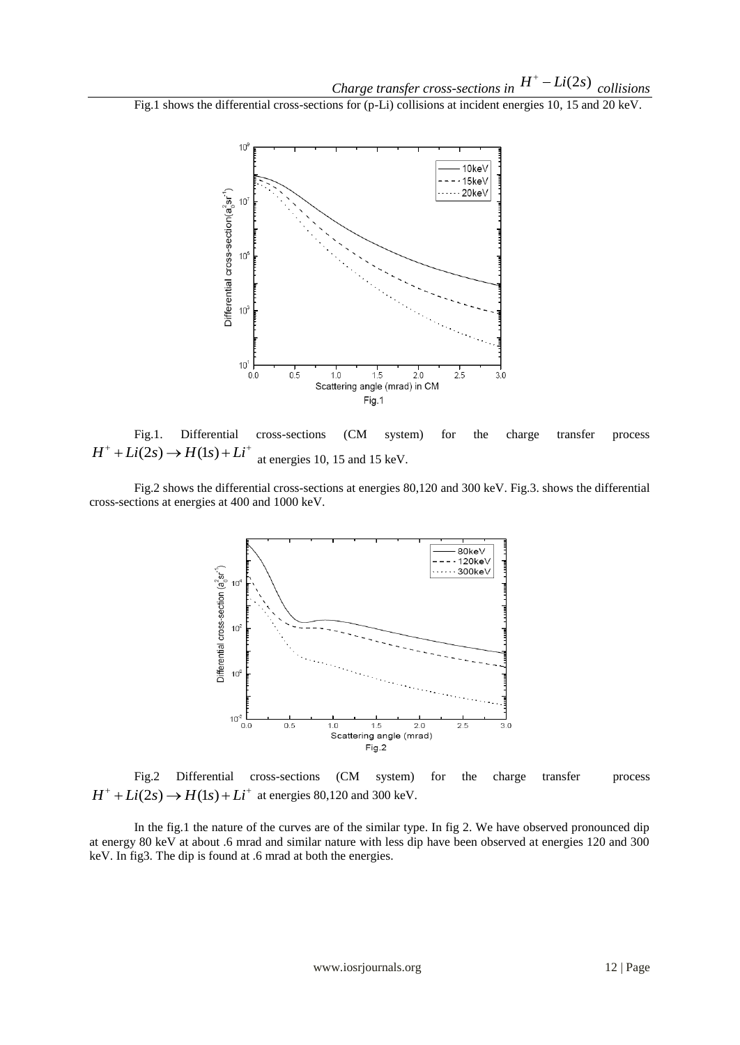Fig.1 shows the differential cross-sections for (p-Li) collisions at incident energies 10, 15 and 20 keV.

Fig.1. Differential cross-sections (CM system) for the charge transfer process $H^+ + Li(2s) \rightarrow H(1s) + Li^+$ at energies 10, 15 and 15 keV.

Fig.2 shows the differential cross-sections at energies 80,120 and 300 keV. Fig.3. shows the differential cross-sections at energies at 400 and 1000 keV.

Fig.2 Differential cross-sections (CM system) for the charge transfer process $H^+ + Li(2s) \rightarrow H(1s) + Li^+$ at energies 80,120 and 300 keV.

In the fig.1 the nature of the curves are of the similar type. In fig 2. We have observed pronounced dip at energy 80 keV at about .6 mrad and similar nature with less dip have been observed at energies 120 and 300 keV. In fig3. The dip is found at .6 mrad at both the energies.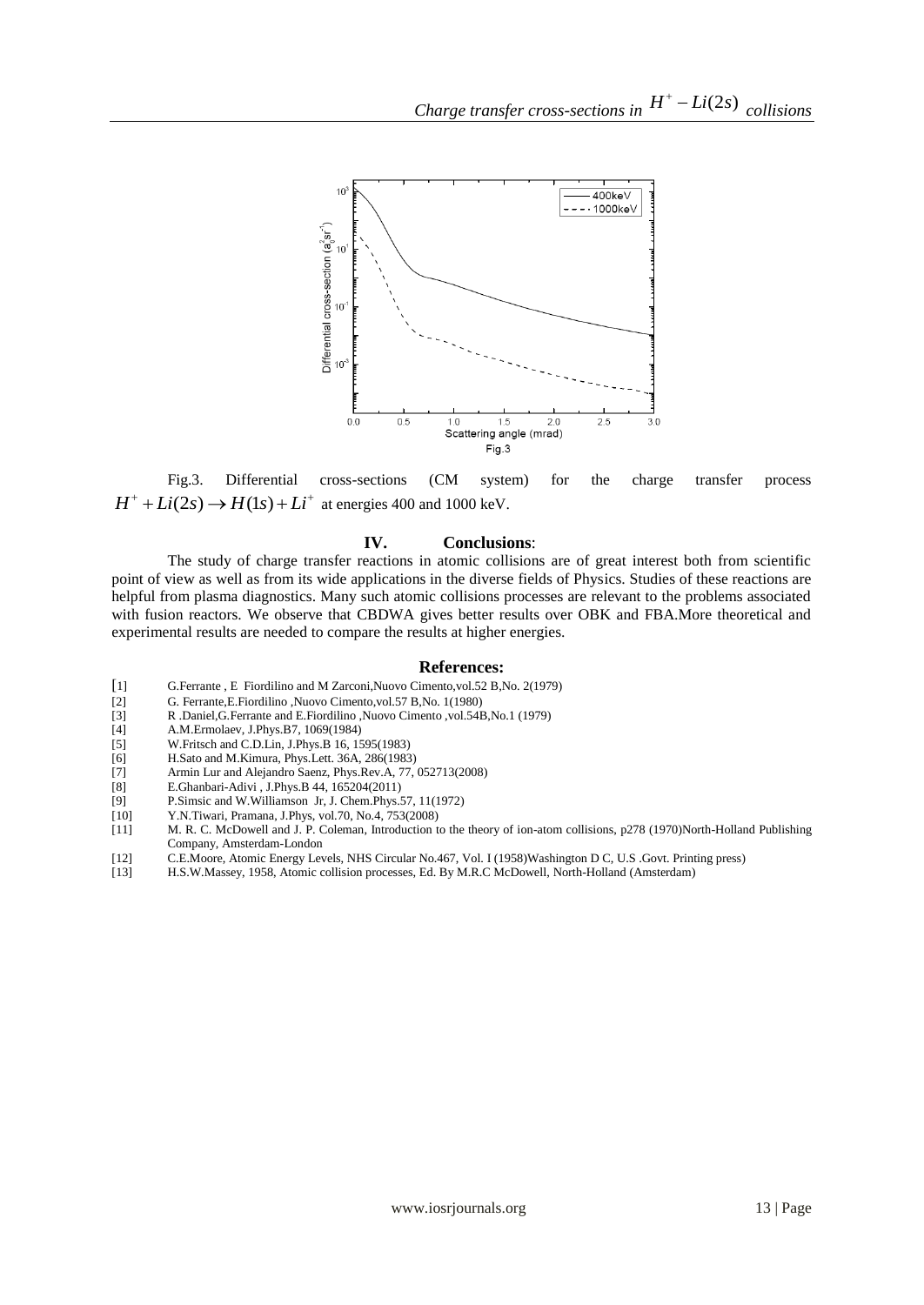$10^3$

$10^1$

$10^{-1}$

$10^{-3}$

Differential cross-section ($a_0^2 sr^{-1}$)

400keV

1000keV

0.0 0.5 1.0 1.5 2.0 2.5 3.0

Scattering angle (mrad)

Fig.3

Fig.3. Differential cross-sections (CM system) for the charge transfer process $H^+ + Li(2s) \rightarrow H(1s) + Li^+$ at energies 400 and 1000 keV.

## IV. Conclusions:

The study of charge transfer reactions in atomic collisions are of great interest both from scientific point of view as well as from its wide applications in the diverse fields of Physics. Studies of these reactions are helpful from plasma diagnostics. Many such atomic collisions processes are relevant to the problems associated with fusion reactors. We observe that CBDWA gives better results over OBK and FBA.More theoretical and experimental results are needed to compare the results at higher energies.

## References:

[1] G.Ferrante , E Fiordilino and M Zarconi,Nuovo Cimento,vol.52 B,No. 2(1979)
[2] G. Ferrante,E.Fiordilino ,Nuovo Cimento,vol.57 B,No. 1(1980)
[3] R .Daniel,G.Ferrante and E.Fiordilino ,Nuovo Cimento ,vol.54B,No.1 (1979)
[4] A.M.Ermolaev, J.Phys.B7, 1069(1984)
[5] W.Fritsch and C.D.Lin, J.Phys.B 16, 1595(1983)
[6] H.Sato and M.Kimura, Phys.Lett. 36A, 286(1983)
[7] Armin Lur and Alejandro Saenz, Phys.Rev.A, 77, 052713(2008)
[8] E.Ghanbari-Adivi , J.Phys.B 44, 165204(2011)
[9] P.Simsic and W.Williamson Jr, J. Chem.Phys.57, 11(1972)
[10] Y.N.Tiwari, Pramana, J.Phys, vol.70, No.4, 753(2008)
[11] M. R. C. McDowell and J. P. Coleman, Introduction to the theory of ion-atom collisions, p278 (1970)North-Holland Publishing Company, Amsterdam-London
[12] C.E.Moore, Atomic Energy Levels, NHS Circular No.467, Vol. I (1958)Washington D C, U.S .Govt. Printing press)
[13] H.S.W.Massey, 1958, Atomic collision processes, Ed. By M.R.C McDowell, North-Holland (Amsterdam)